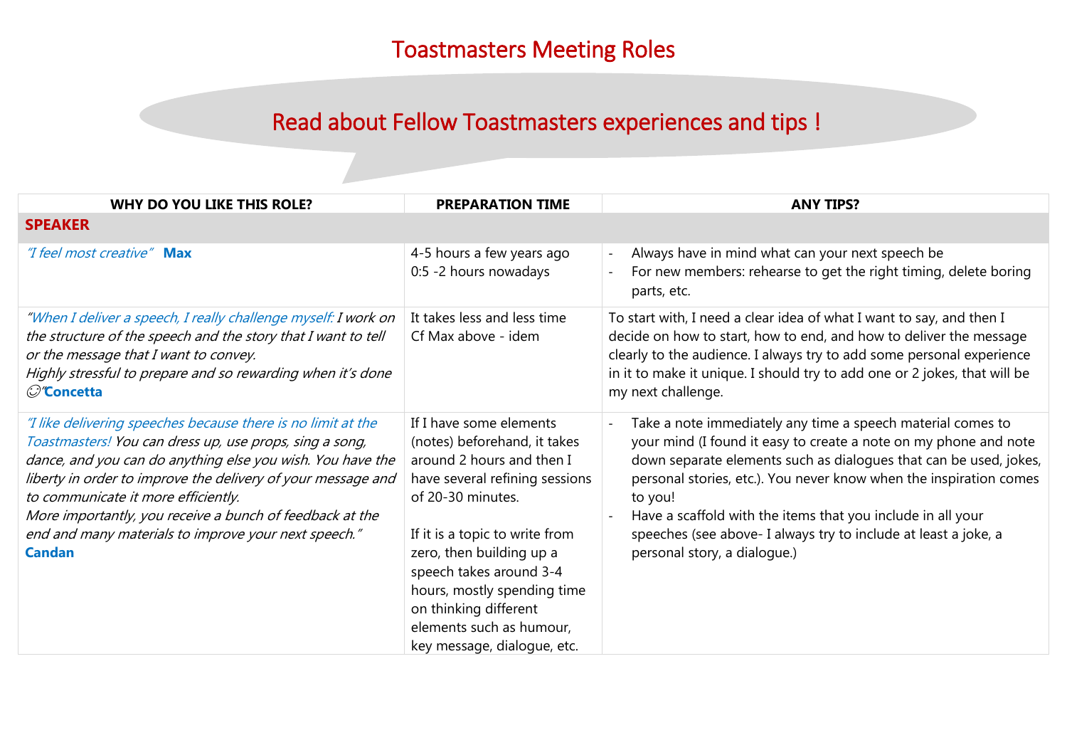# Toastmasters Meeting Roles

## Read about Fellow Toastmasters experiences and tips !

| WHY DO YOU LIKE THIS ROLE? | PREPARATION TIME | ANY TIPS? |
|---|---|---|
| **SPEAKER** | | |
| *"I feel most creative"* **Max** | 4-5 hours a few years ago<br>0:5 -2 hours nowadays | - Always have in mind what can your next speech be<br>- For new members: rehearse to get the right timing, delete boring parts, etc. |
| *"When I deliver a speech, I really challenge myself: I work on the structure of the speech and the story that I want to tell or the message that I want to convey.*<br>*Highly stressful to prepare and so rewarding when it's done ☺"* **Concetta** | It takes less and less time<br>Cf Max above - idem | To start with, I need a clear idea of what I want to say, and then I decide on how to start, how to end, and how to deliver the message clearly to the audience. I always try to add some personal experience in it to make it unique. I should try to add one or 2 jokes, that will be my next challenge. |
| *"I like delivering speeches because there is no limit at the Toastmasters! You can dress up, use props, sing a song, dance, and you can do anything else you wish. You have the liberty in order to improve the delivery of your message and to communicate it more efficiently.*<br>*More importantly, you receive a bunch of feedback at the end and many materials to improve your next speech."* **Candan** | If I have some elements (notes) beforehand, it takes around 2 hours and then I have several refining sessions of 20-30 minutes.<br><br>If it is a topic to write from zero, then building up a speech takes around 3-4 hours, mostly spending time on thinking different elements such as humour, key message, dialogue, etc. | - Take a note immediately any time a speech material comes to your mind (I found it easy to create a note on my phone and note down separate elements such as dialogues that can be used, jokes, personal stories, etc.). You never know when the inspiration comes to you!<br>- Have a scaffold with the items that you include in all your speeches (see above- I always try to include at least a joke, a personal story, a dialogue.) |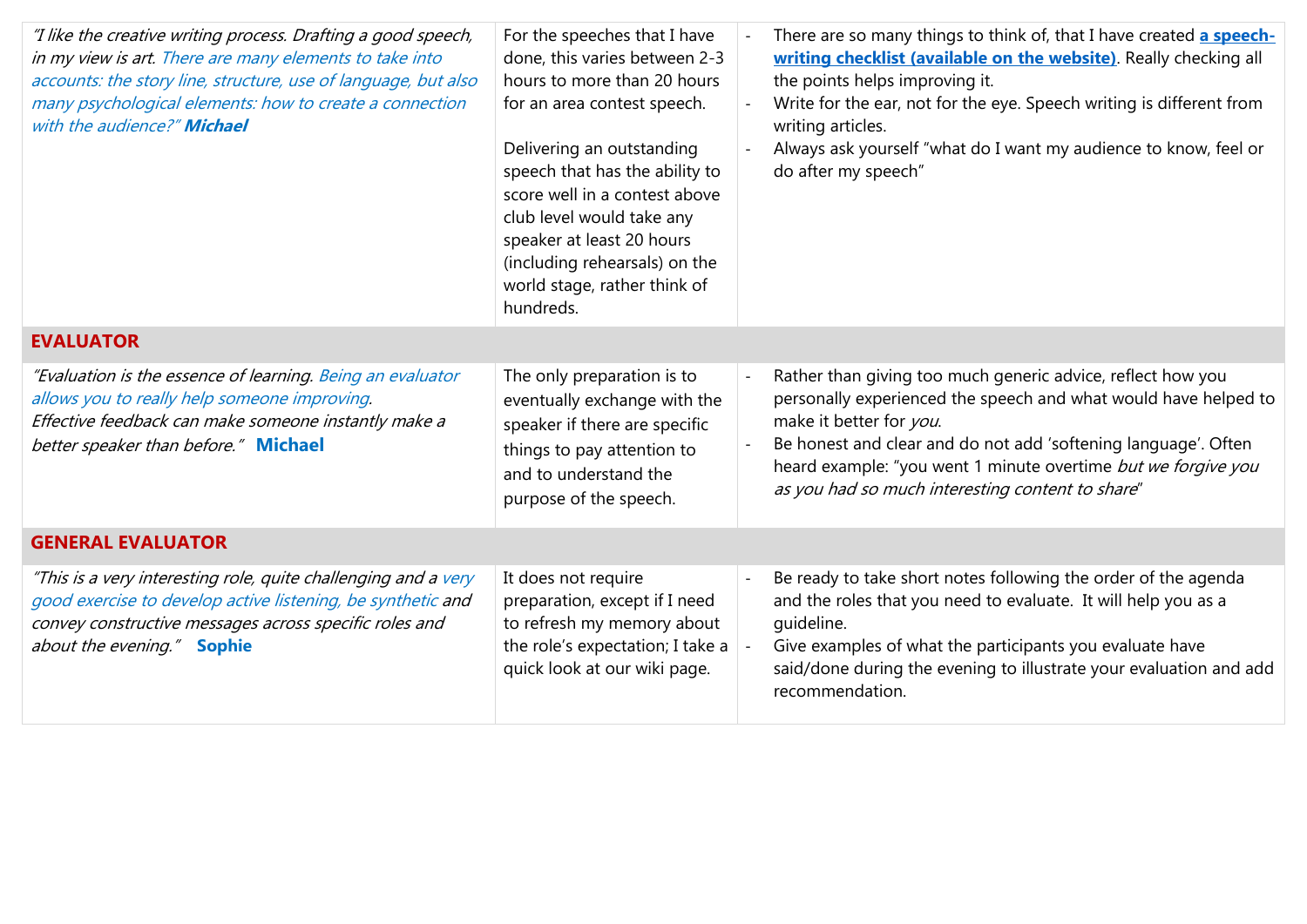| | | |
|---|---|---|
| *"I like the creative writing process. Drafting a good speech, in my view is art. There are many elements to take into accounts: the story line, structure, use of language, but also many psychological elements: how to create a connection with the audience?"* ***Michael*** | For the speeches that I have done, this varies between 2-3 hours to more than 20 hours for an area contest speech.<br><br>Delivering an outstanding speech that has the ability to score well in a contest above club level would take any speaker at least 20 hours (including rehearsals) on the world stage, rather think of hundreds. | - There are so many things to think of, that I have created **a speech-writing checklist (available on the website)**. Really checking all the points helps improving it.<br>- Write for the ear, not for the eye. Speech writing is different from writing articles.<br>- Always ask yourself "what do I want my audience to know, feel or do after my speech" |
| **EVALUATOR** | | |
| *"Evaluation is the essence of learning. Being an evaluator allows you to really help someone improving. Effective feedback can make someone instantly make a better speaker than before."* **Michael** | The only preparation is to eventually exchange with the speaker if there are specific things to pay attention to and to understand the purpose of the speech. | - Rather than giving too much generic advice, reflect how you personally experienced the speech and what would have helped to make it better for *you*.<br>- Be honest and clear and do not add 'softening language'. Often heard example: "you went 1 minute overtime *but we forgive you as you had so much interesting content to share*" |
| **GENERAL EVALUATOR** | | |
| *"This is a very interesting role, quite challenging and a very good exercise to develop active listening, be synthetic and convey constructive messages across specific roles and about the evening."* **Sophie** | It does not require preparation, except if I need to refresh my memory about the role's expectation; I take a quick look at our wiki page. | - Be ready to take short notes following the order of the agenda and the roles that you need to evaluate. It will help you as a guideline.<br>- Give examples of what the participants you evaluate have said/done during the evening to illustrate your evaluation and add recommendation. |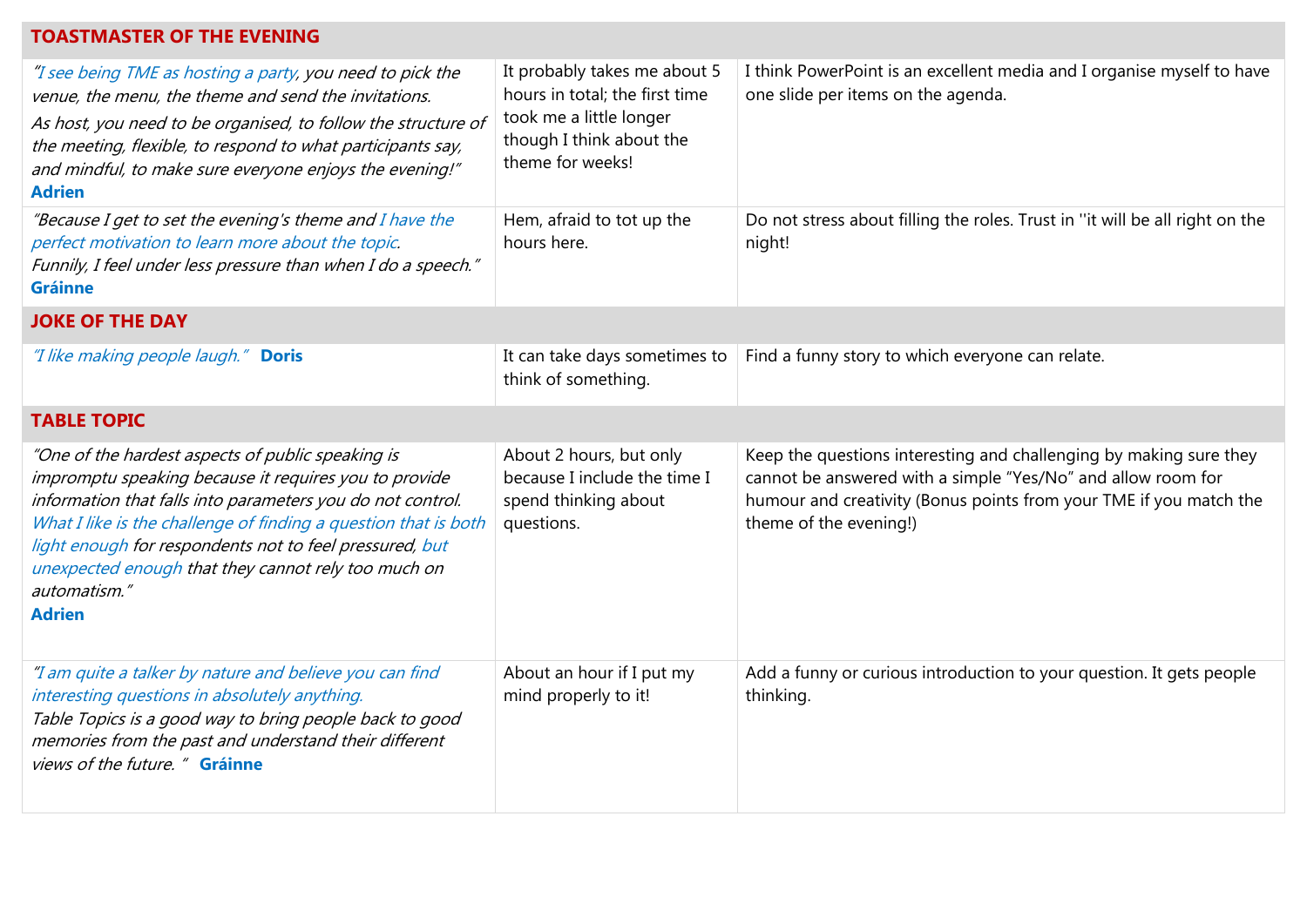| | | |
|---|---|---|
| **TOASTMASTER OF THE EVENING** | | |
| *"I see being TME as hosting a party, you need to pick the venue, the menu, the theme and send the invitations. As host, you need to be organised, to follow the structure of the meeting, flexible, to respond to what participants say, and mindful, to make sure everyone enjoys the evening!"* **Adrien** | It probably takes me about 5 hours in total; the first time took me a little longer though I think about the theme for weeks! | I think PowerPoint is an excellent media and I organise myself to have one slide per items on the agenda. |
| *"Because I get to set the evening's theme and I have the perfect motivation to learn more about the topic. Funnily, I feel under less pressure than when I do a speech."* **Gráinne** | Hem, afraid to tot up the hours here. | Do not stress about filling the roles. Trust in ''it will be all right on the night! |
| **JOKE OF THE DAY** | | |
| *"I like making people laugh."* **Doris** | It can take days sometimes to think of something. | Find a funny story to which everyone can relate. |
| **TABLE TOPIC** | | |
| *"One of the hardest aspects of public speaking is impromptu speaking because it requires you to provide information that falls into parameters you do not control. What I like is the challenge of finding a question that is both light enough for respondents not to feel pressured, but unexpected enough that they cannot rely too much on automatism."* **Adrien** | About 2 hours, but only because I include the time I spend thinking about questions. | Keep the questions interesting and challenging by making sure they cannot be answered with a simple "Yes/No" and allow room for humour and creativity (Bonus points from your TME if you match the theme of the evening!) |
| *"I am quite a talker by nature and believe you can find interesting questions in absolutely anything. Table Topics is a good way to bring people back to good memories from the past and understand their different views of the future. "* **Gráinne** | About an hour if I put my mind properly to it! | Add a funny or curious introduction to your question. It gets people thinking. |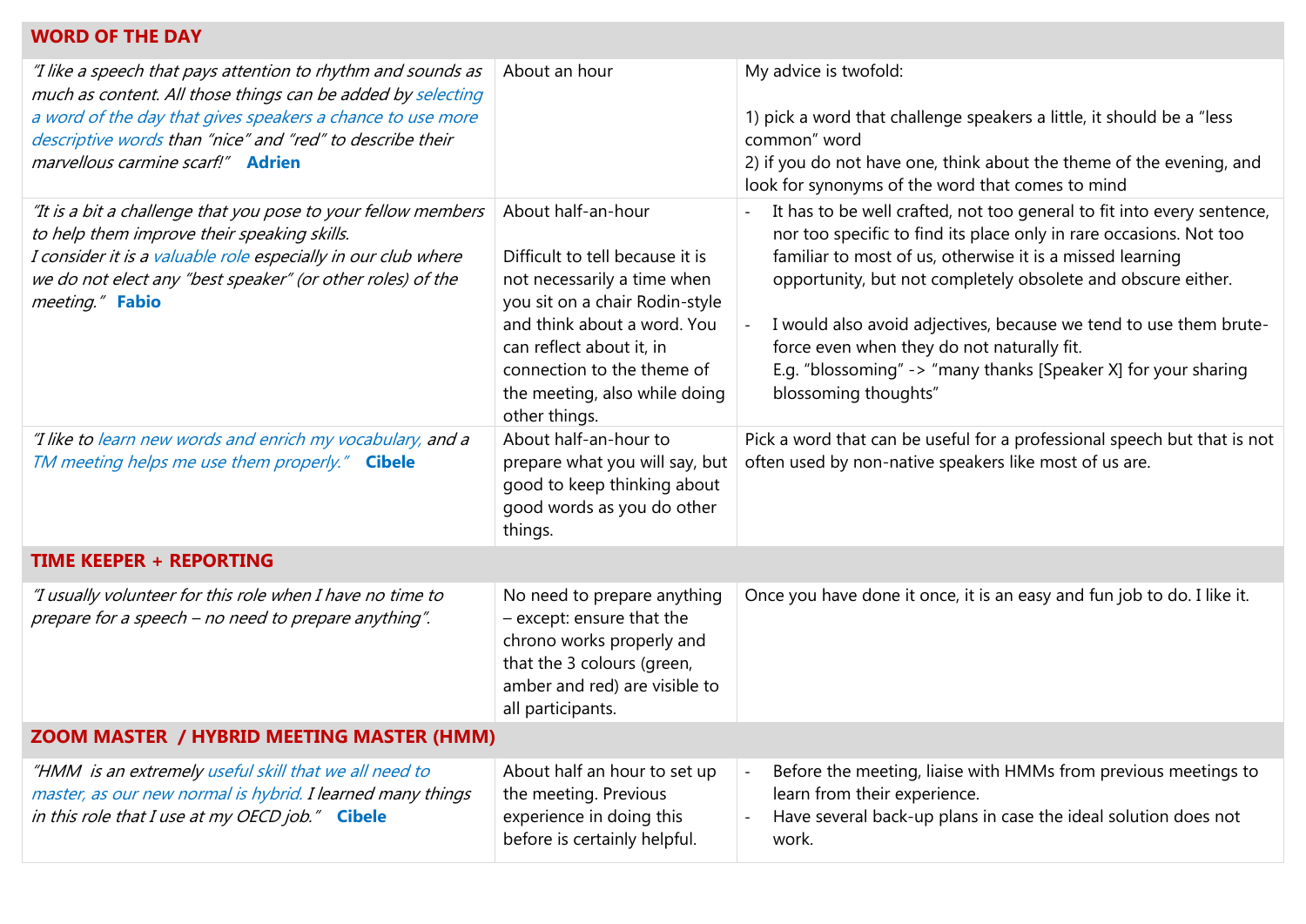| | | |
|---|---|---|
| **WORD OF THE DAY** | | |
| *"I like a speech that pays attention to rhythm and sounds as much as content. All those things can be added by selecting a word of the day that gives speakers a chance to use more descriptive words than "nice" and "red" to describe their marvellous carmine scarf!"* **Adrien** | About an hour | My advice is twofold:<br><br>1) pick a word that challenge speakers a little, it should be a "less common" word<br>2) if you do not have one, think about the theme of the evening, and look for synonyms of the word that comes to mind |
| *"It is a bit a challenge that you pose to your fellow members to help them improve their speaking skills.<br>I consider it is a valuable role especially in our club where we do not elect any "best speaker" (or other roles) of the meeting."* **Fabio** | About half-an-hour<br><br>Difficult to tell because it is not necessarily a time when you sit on a chair Rodin-style and think about a word. You can reflect about it, in connection to the theme of the meeting, also while doing other things. | - It has to be well crafted, not too general to fit into every sentence, nor too specific to find its place only in rare occasions. Not too familiar to most of us, otherwise it is a missed learning opportunity, but not completely obsolete and obscure either.<br><br>- I would also avoid adjectives, because we tend to use them brute-force even when they do not naturally fit.<br>E.g. "blossoming" -> "many thanks [Speaker X] for your sharing blossoming thoughts" |
| *"I like to learn new words and enrich my vocabulary, and a TM meeting helps me use them properly."* **Cibele** | About half-an-hour to prepare what you will say, but good to keep thinking about good words as you do other things. | Pick a word that can be useful for a professional speech but that is not often used by non-native speakers like most of us are. |
| **TIME KEEPER + REPORTING** | | |
| *"I usually volunteer for this role when I have no time to prepare for a speech – no need to prepare anything".* | No need to prepare anything – except: ensure that the chrono works properly and that the 3 colours (green, amber and red) are visible to all participants. | Once you have done it once, it is an easy and fun job to do. I like it. |
| **ZOOM MASTER / HYBRID MEETING MASTER (HMM)** | | |
| *"HMM is an extremely useful skill that we all need to master, as our new normal is hybrid. I learned many things in this role that I use at my OECD job."* **Cibele** | About half an hour to set up the meeting. Previous experience in doing this before is certainly helpful. | - Before the meeting, liaise with HMMs from previous meetings to learn from their experience.<br>- Have several back-up plans in case the ideal solution does not work. |